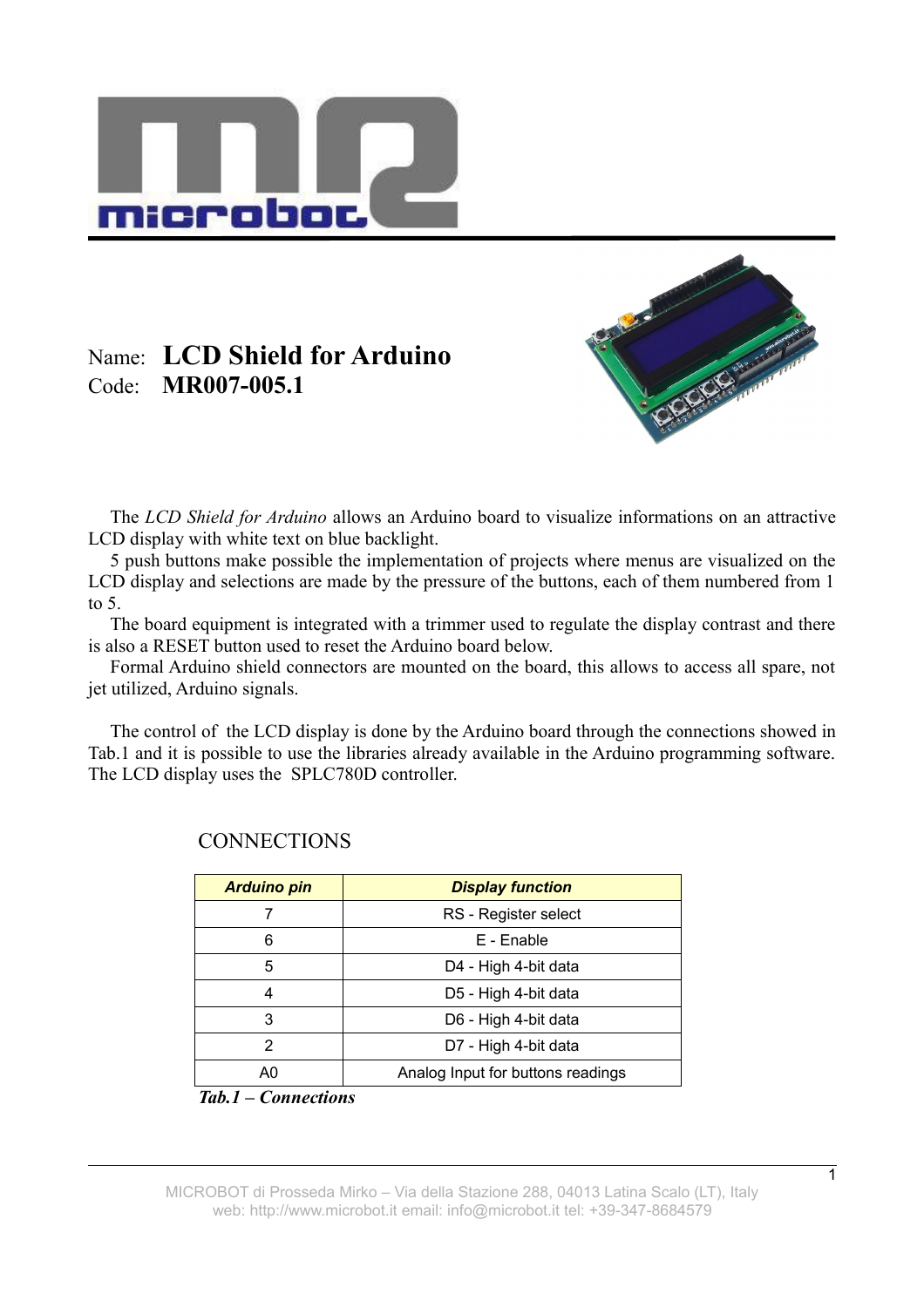Name: **LCD Shield for Arduino**

Code: **MR007-005.1**

The *LCD Shield for Arduino* allows an Arduino board to visualize informations on an attractive LCD display with white text on blue backlight.

5 push buttons make possible the implementation of projects where menus are visualized on the LCD display and selections are made by the pressure of the buttons, each of them numbered from 1 to 5.

The board equipment is integrated with a trimmer used to regulate the display contrast and there is also a RESET button used to reset the Arduino board below.

Formal Arduino shield connectors are mounted on the board, this allows to access all spare, not jet utilized, Arduino signals.

The control of the LCD display is done by the Arduino board through the connections showed in Tab.1 and it is possible to use the libraries already available in the Arduino programming software. The LCD display uses the SPLC780D controller.

## CONNECTIONS

| *Arduino pin* | *Display function* |
|---|---|
| 7 | RS - Register select |
| 6 | E - Enable |
| 5 | D4 - High 4-bit data |
| 4 | D5 - High 4-bit data |
| 3 | D6 - High 4-bit data |
| 2 | D7 - High 4-bit data |
| A0 | Analog Input for buttons readings |

***Tab.1 – Connections***

MICROBOT di Prosseda Mirko – Via della Stazione 288, 04013 Latina Scalo (LT), Italy
web: http://www.microbot.it email: info@microbot.it tel: +39-347-8684579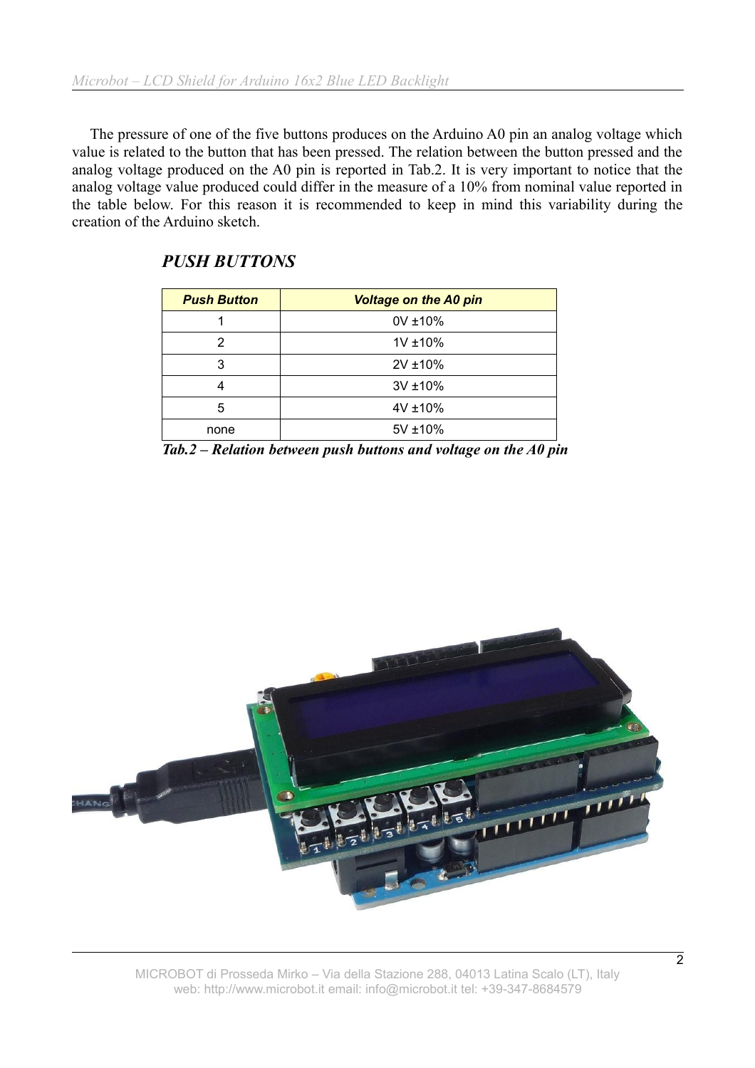The pressure of one of the five buttons produces on the Arduino A0 pin an analog voltage which value is related to the button that has been pressed. The relation between the button pressed and the analog voltage produced on the A0 pin is reported in Tab.2. It is very important to notice that the analog voltage value produced could differ in the measure of a 10% from nominal value reported in the table below. For this reason it is recommended to keep in mind this variability during the creation of the Arduino sketch.

## *PUSH BUTTONS*

| *Push Button* | *Voltage on the A0 pin* |
| --- | --- |
| 1 | 0V ±10% |
| 2 | 1V ±10% |
| 3 | 2V ±10% |
| 4 | 3V ±10% |
| 5 | 4V ±10% |
| none | 5V ±10% |

***Tab.2 – Relation between push buttons and voltage on the A0 pin***

MICROBOT di Prosseda Mirko – Via della Stazione 288, 04013 Latina Scalo (LT), Italy
web: http://www.microbot.it email: info@microbot.it tel: +39-347-8684579